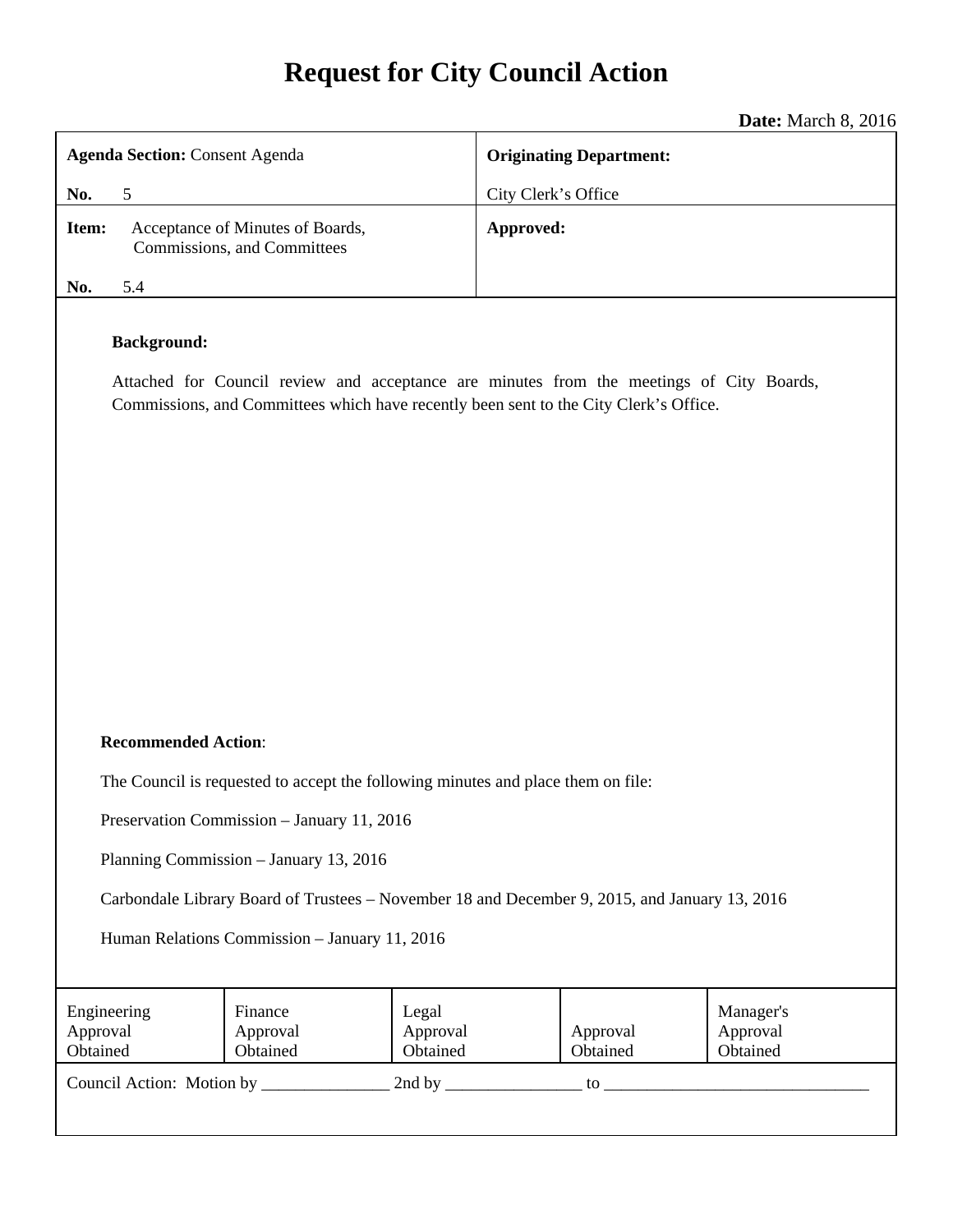# Request for City Council Action

**Date:** March 8, 2016

| **Agenda Section:** Consent Agenda<br>**No.** 5 | **Originating Department:**<br>City Clerk's Office |
|---|---|
| **Item:** Acceptance of Minutes of Boards, Commissions, and Committees<br>**No.** 5.4 | **Approved:** |

**Background:**

Attached for Council review and acceptance are minutes from the meetings of City Boards, Commissions, and Committees which have recently been sent to the City Clerk's Office.

**Recommended Action**:

The Council is requested to accept the following minutes and place them on file:

Preservation Commission – January 11, 2016

Planning Commission – January 13, 2016

Carbondale Library Board of Trustees – November 18 and December 9, 2015, and January 13, 2016

Human Relations Commission – January 11, 2016

| Engineering Approval Obtained | Finance Approval Obtained | Legal Approval Obtained | Approval Obtained | Manager's Approval Obtained |
|---|---|---|---|---|

Council Action: Motion by _______________ 2nd by ________________ to _______________________________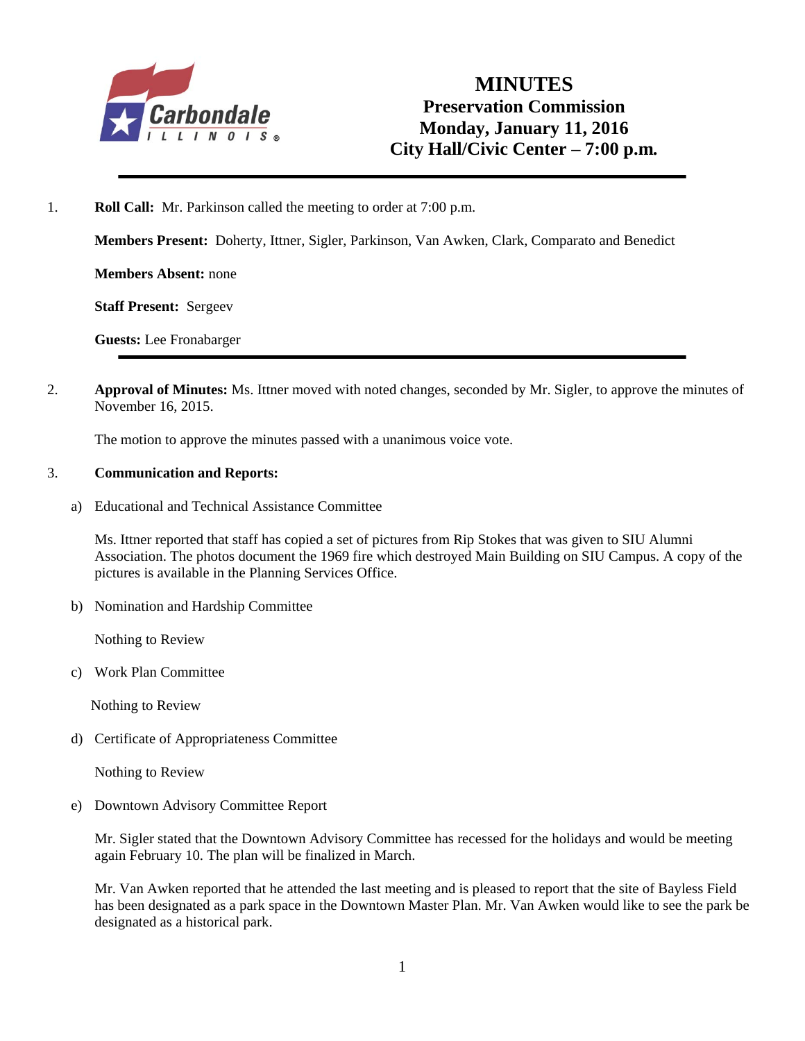# MINUTES

## Preservation Commission

## Monday, January 11, 2016

## City Hall/Civic Center – 7:00 p.m.

---

1. **Roll Call:** Mr. Parkinson called the meeting to order at 7:00 p.m.

   **Members Present:** Doherty, Ittner, Sigler, Parkinson, Van Awken, Clark, Comparato and Benedict

   **Members Absent:** none

   **Staff Present:** Sergeev

   **Guests:** Lee Fronabarger

---

2. **Approval of Minutes:** Ms. Ittner moved with noted changes, seconded by Mr. Sigler, to approve the minutes of November 16, 2015.

   The motion to approve the minutes passed with a unanimous voice vote.

3. **Communication and Reports:**

   a) Educational and Technical Assistance Committee

   Ms. Ittner reported that staff has copied a set of pictures from Rip Stokes that was given to SIU Alumni Association. The photos document the 1969 fire which destroyed Main Building on SIU Campus. A copy of the pictures is available in the Planning Services Office.

   b) Nomination and Hardship Committee

   Nothing to Review

   c) Work Plan Committee

   Nothing to Review

   d) Certificate of Appropriateness Committee

   Nothing to Review

   e) Downtown Advisory Committee Report

   Mr. Sigler stated that the Downtown Advisory Committee has recessed for the holidays and would be meeting again February 10. The plan will be finalized in March.

   Mr. Van Awken reported that he attended the last meeting and is pleased to report that the site of Bayless Field has been designated as a park space in the Downtown Master Plan. Mr. Van Awken would like to see the park be designated as a historical park.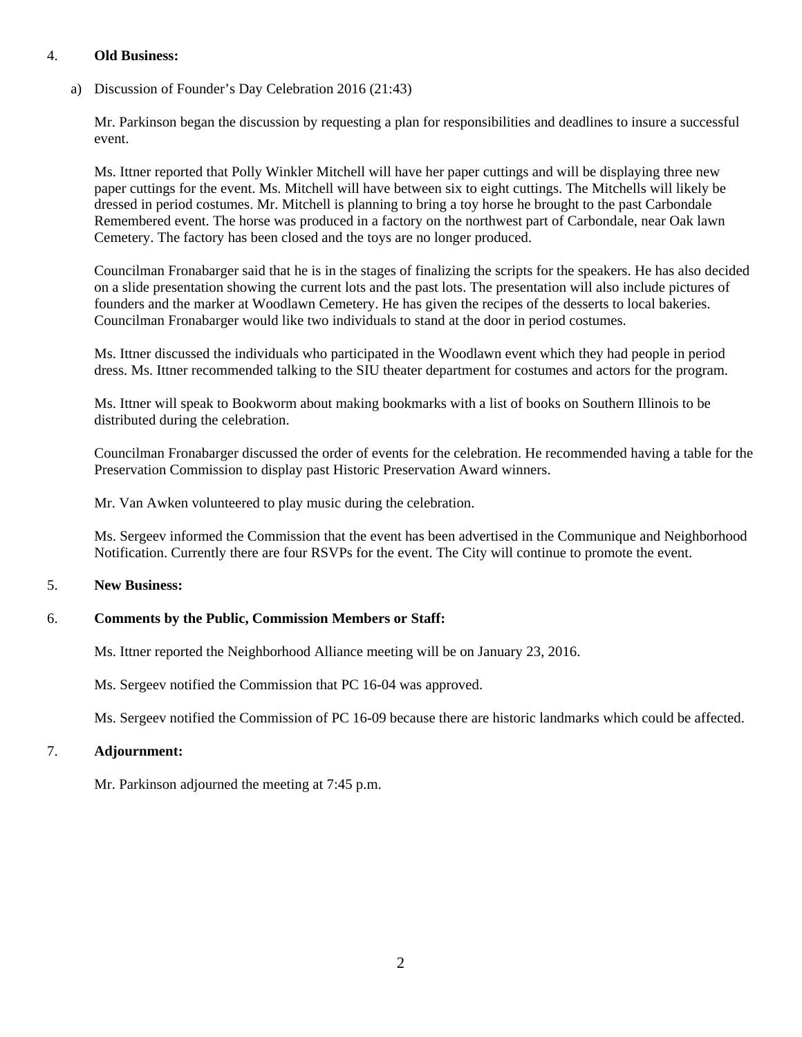4. **Old Business:**

   a) Discussion of Founder's Day Celebration 2016 (21:43)

   Mr. Parkinson began the discussion by requesting a plan for responsibilities and deadlines to insure a successful event.

   Ms. Ittner reported that Polly Winkler Mitchell will have her paper cuttings and will be displaying three new paper cuttings for the event. Ms. Mitchell will have between six to eight cuttings. The Mitchells will likely be dressed in period costumes. Mr. Mitchell is planning to bring a toy horse he brought to the past Carbondale Remembered event. The horse was produced in a factory on the northwest part of Carbondale, near Oak lawn Cemetery. The factory has been closed and the toys are no longer produced.

   Councilman Fronabarger said that he is in the stages of finalizing the scripts for the speakers. He has also decided on a slide presentation showing the current lots and the past lots. The presentation will also include pictures of founders and the marker at Woodlawn Cemetery. He has given the recipes of the desserts to local bakeries. Councilman Fronabarger would like two individuals to stand at the door in period costumes.

   Ms. Ittner discussed the individuals who participated in the Woodlawn event which they had people in period dress. Ms. Ittner recommended talking to the SIU theater department for costumes and actors for the program.

   Ms. Ittner will speak to Bookworm about making bookmarks with a list of books on Southern Illinois to be distributed during the celebration.

   Councilman Fronabarger discussed the order of events for the celebration. He recommended having a table for the Preservation Commission to display past Historic Preservation Award winners.

   Mr. Van Awken volunteered to play music during the celebration.

   Ms. Sergeev informed the Commission that the event has been advertised in the Communique and Neighborhood Notification. Currently there are four RSVPs for the event. The City will continue to promote the event.

5. **New Business:**

6. **Comments by the Public, Commission Members or Staff:**

   Ms. Ittner reported the Neighborhood Alliance meeting will be on January 23, 2016.

   Ms. Sergeev notified the Commission that PC 16-04 was approved.

   Ms. Sergeev notified the Commission of PC 16-09 because there are historic landmarks which could be affected.

7. **Adjournment:**

   Mr. Parkinson adjourned the meeting at 7:45 p.m.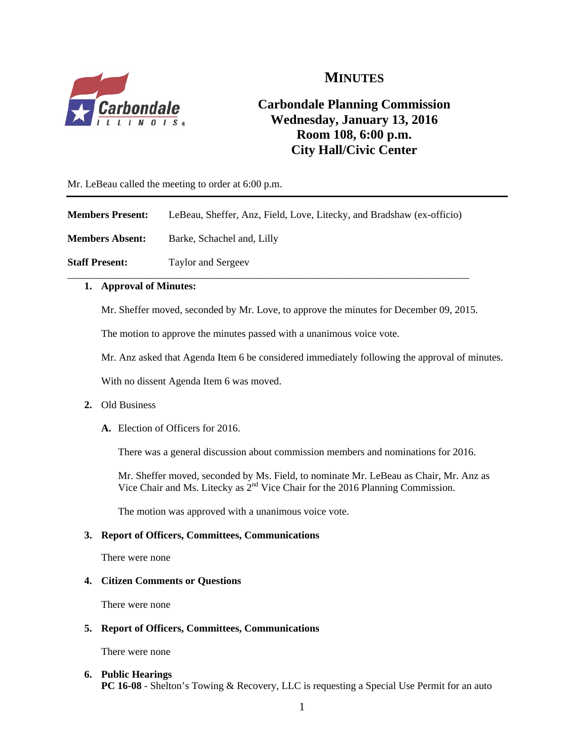# MINUTES

## Carbondale Planning Commission
## Wednesday, January 13, 2016
## Room 108, 6:00 p.m.
## City Hall/Civic Center

Mr. LeBeau called the meeting to order at 6:00 p.m.

**Members Present:** LeBeau, Sheffer, Anz, Field, Love, Litecky, and Bradshaw (ex-officio)

**Members Absent:** Barke, Schachel and, Lilly

**Staff Present:** Taylor and Sergeev

1. **Approval of Minutes:**

   Mr. Sheffer moved, seconded by Mr. Love, to approve the minutes for December 09, 2015.

   The motion to approve the minutes passed with a unanimous voice vote.

   Mr. Anz asked that Agenda Item 6 be considered immediately following the approval of minutes.

   With no dissent Agenda Item 6 was moved.

2. Old Business

   **A.** Election of Officers for 2016.

   There was a general discussion about commission members and nominations for 2016.

   Mr. Sheffer moved, seconded by Ms. Field, to nominate Mr. LeBeau as Chair, Mr. Anz as Vice Chair and Ms. Litecky as 2nd Vice Chair for the 2016 Planning Commission.

   The motion was approved with a unanimous voice vote.

3. **Report of Officers, Committees, Communications**

   There were none

4. **Citizen Comments or Questions**

   There were none

5. **Report of Officers, Committees, Communications**

   There were none

6. **Public Hearings**
   **PC 16-08** - Shelton's Towing & Recovery, LLC is requesting a Special Use Permit for an auto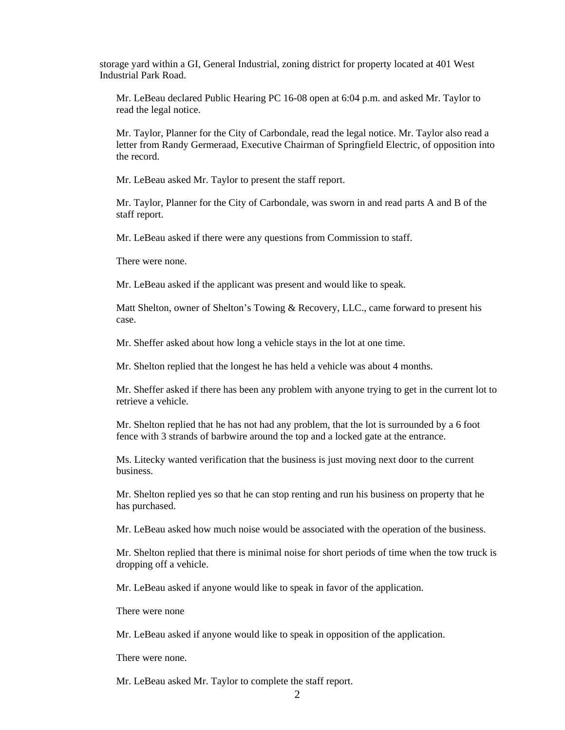storage yard within a GI, General Industrial, zoning district for property located at 401 West Industrial Park Road.

Mr. LeBeau declared Public Hearing PC 16-08 open at 6:04 p.m. and asked Mr. Taylor to read the legal notice.

Mr. Taylor, Planner for the City of Carbondale, read the legal notice. Mr. Taylor also read a letter from Randy Germeraad, Executive Chairman of Springfield Electric, of opposition into the record.

Mr. LeBeau asked Mr. Taylor to present the staff report.

Mr. Taylor, Planner for the City of Carbondale, was sworn in and read parts A and B of the staff report.

Mr. LeBeau asked if there were any questions from Commission to staff.

There were none.

Mr. LeBeau asked if the applicant was present and would like to speak.

Matt Shelton, owner of Shelton's Towing & Recovery, LLC., came forward to present his case.

Mr. Sheffer asked about how long a vehicle stays in the lot at one time.

Mr. Shelton replied that the longest he has held a vehicle was about 4 months.

Mr. Sheffer asked if there has been any problem with anyone trying to get in the current lot to retrieve a vehicle.

Mr. Shelton replied that he has not had any problem, that the lot is surrounded by a 6 foot fence with 3 strands of barbwire around the top and a locked gate at the entrance.

Ms. Litecky wanted verification that the business is just moving next door to the current business.

Mr. Shelton replied yes so that he can stop renting and run his business on property that he has purchased.

Mr. LeBeau asked how much noise would be associated with the operation of the business.

Mr. Shelton replied that there is minimal noise for short periods of time when the tow truck is dropping off a vehicle.

Mr. LeBeau asked if anyone would like to speak in favor of the application.

There were none

Mr. LeBeau asked if anyone would like to speak in opposition of the application.

There were none.

Mr. LeBeau asked Mr. Taylor to complete the staff report.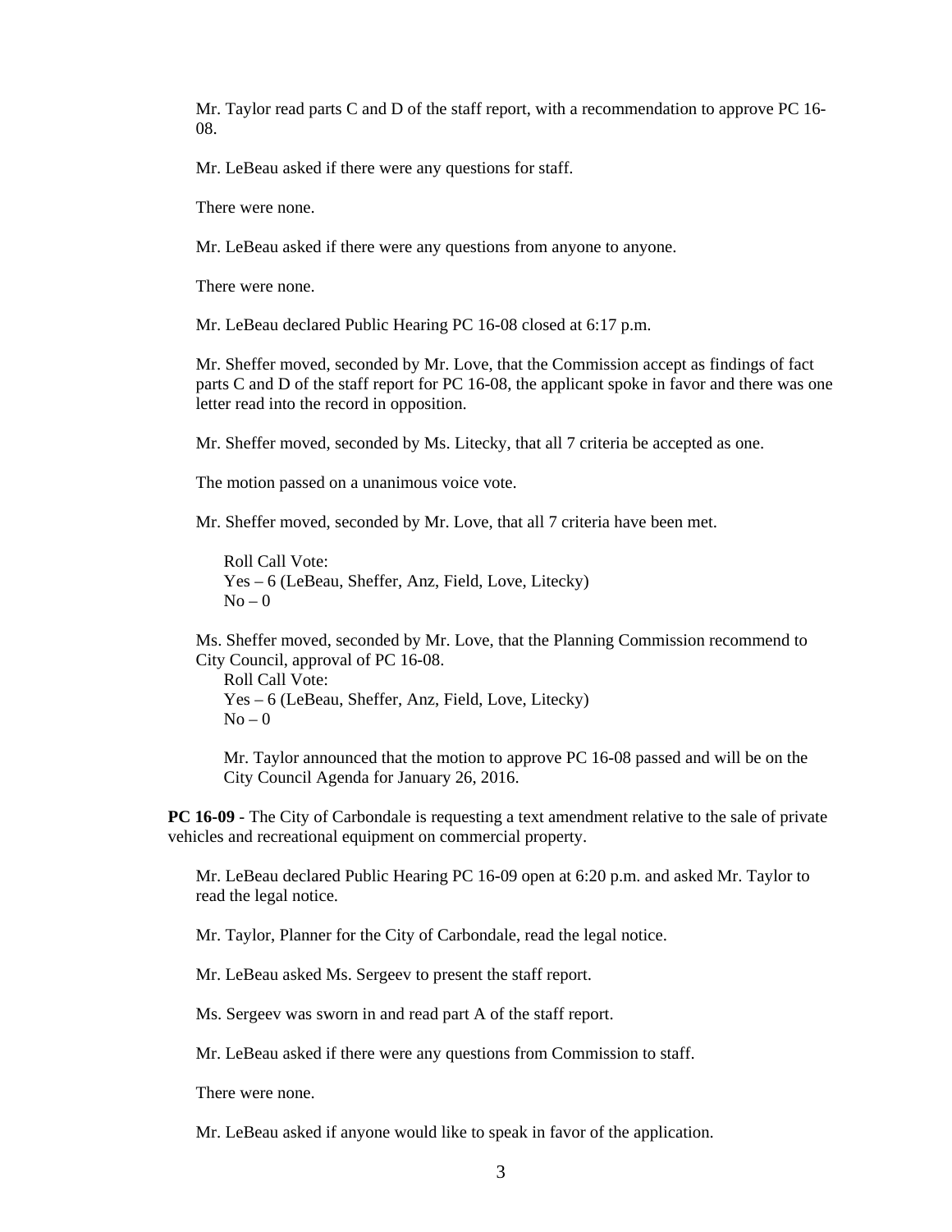Mr. Taylor read parts C and D of the staff report, with a recommendation to approve PC 16-08.

Mr. LeBeau asked if there were any questions for staff.

There were none.

Mr. LeBeau asked if there were any questions from anyone to anyone.

There were none.

Mr. LeBeau declared Public Hearing PC 16-08 closed at 6:17 p.m.

Mr. Sheffer moved, seconded by Mr. Love, that the Commission accept as findings of fact parts C and D of the staff report for PC 16-08, the applicant spoke in favor and there was one letter read into the record in opposition.

Mr. Sheffer moved, seconded by Ms. Litecky, that all 7 criteria be accepted as one.

The motion passed on a unanimous voice vote.

Mr. Sheffer moved, seconded by Mr. Love, that all 7 criteria have been met.

Roll Call Vote:
Yes – 6 (LeBeau, Sheffer, Anz, Field, Love, Litecky)
No – 0

Ms. Sheffer moved, seconded by Mr. Love, that the Planning Commission recommend to City Council, approval of PC 16-08.
Roll Call Vote:
Yes – 6 (LeBeau, Sheffer, Anz, Field, Love, Litecky)
No – 0

Mr. Taylor announced that the motion to approve PC 16-08 passed and will be on the City Council Agenda for January 26, 2016.

**PC 16-09** - The City of Carbondale is requesting a text amendment relative to the sale of private vehicles and recreational equipment on commercial property.

Mr. LeBeau declared Public Hearing PC 16-09 open at 6:20 p.m. and asked Mr. Taylor to read the legal notice.

Mr. Taylor, Planner for the City of Carbondale, read the legal notice.

Mr. LeBeau asked Ms. Sergeev to present the staff report.

Ms. Sergeev was sworn in and read part A of the staff report.

Mr. LeBeau asked if there were any questions from Commission to staff.

There were none.

Mr. LeBeau asked if anyone would like to speak in favor of the application.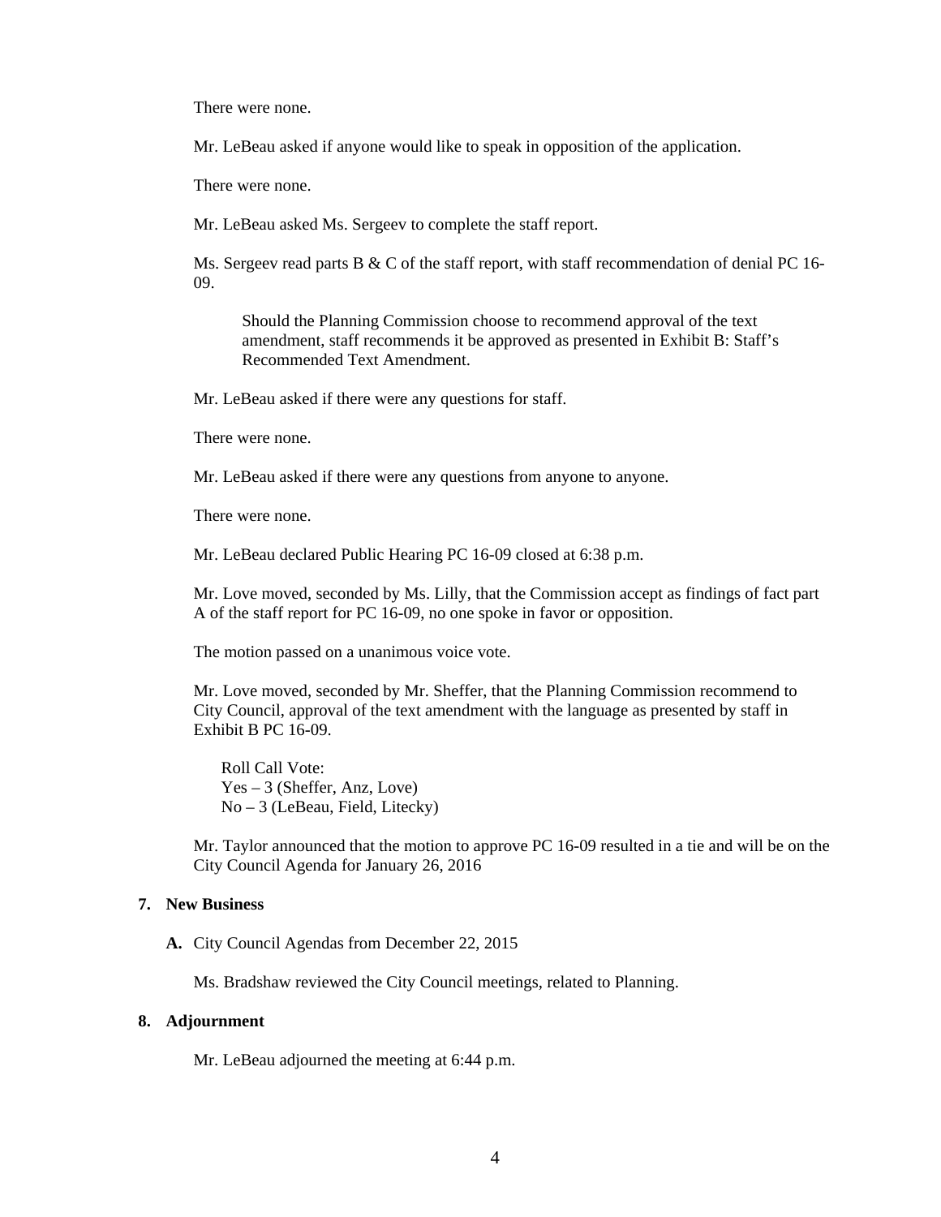There were none.

Mr. LeBeau asked if anyone would like to speak in opposition of the application.

There were none.

Mr. LeBeau asked Ms. Sergeev to complete the staff report.

Ms. Sergeev read parts B & C of the staff report, with staff recommendation of denial PC 16-09.

> Should the Planning Commission choose to recommend approval of the text amendment, staff recommends it be approved as presented in Exhibit B: Staff's Recommended Text Amendment.

Mr. LeBeau asked if there were any questions for staff.

There were none.

Mr. LeBeau asked if there were any questions from anyone to anyone.

There were none.

Mr. LeBeau declared Public Hearing PC 16-09 closed at 6:38 p.m.

Mr. Love moved, seconded by Ms. Lilly, that the Commission accept as findings of fact part A of the staff report for PC 16-09, no one spoke in favor or opposition.

The motion passed on a unanimous voice vote.

Mr. Love moved, seconded by Mr. Sheffer, that the Planning Commission recommend to City Council, approval of the text amendment with the language as presented by staff in Exhibit B PC 16-09.

Roll Call Vote:
Yes – 3 (Sheffer, Anz, Love)
No – 3 (LeBeau, Field, Litecky)

Mr. Taylor announced that the motion to approve PC 16-09 resulted in a tie and will be on the City Council Agenda for January 26, 2016

## 7. New Business

**A.** City Council Agendas from December 22, 2015

Ms. Bradshaw reviewed the City Council meetings, related to Planning.

## 8. Adjournment

Mr. LeBeau adjourned the meeting at 6:44 p.m.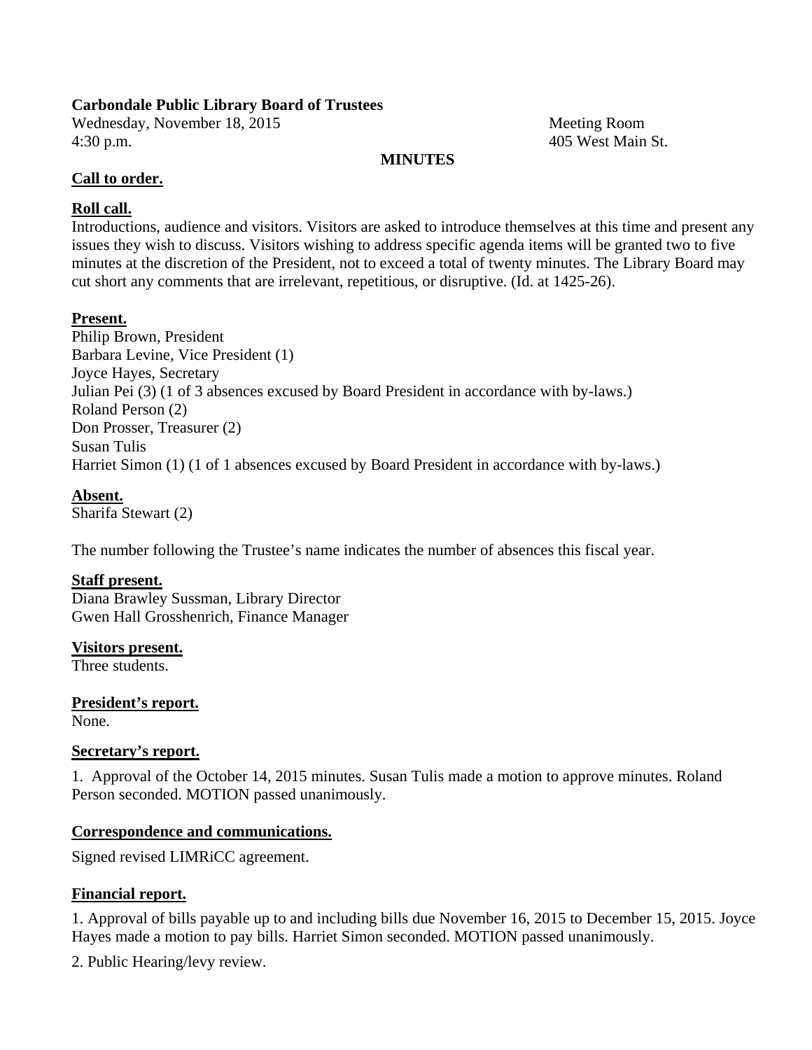**Carbondale Public Library Board of Trustees**

Wednesday, November 18, 2015
4:30 p.m.

Meeting Room
405 West Main St.

**MINUTES**

**Call to order.**

**Roll call.**

Introductions, audience and visitors. Visitors are asked to introduce themselves at this time and present any issues they wish to discuss. Visitors wishing to address specific agenda items will be granted two to five minutes at the discretion of the President, not to exceed a total of twenty minutes. The Library Board may cut short any comments that are irrelevant, repetitious, or disruptive. (Id. at 1425-26).

**Present.**

Philip Brown, President
Barbara Levine, Vice President (1)
Joyce Hayes, Secretary
Julian Pei (3) (1 of 3 absences excused by Board President in accordance with by-laws.)
Roland Person (2)
Don Prosser, Treasurer (2)
Susan Tulis
Harriet Simon (1) (1 of 1 absences excused by Board President in accordance with by-laws.)

**Absent.**

Sharifa Stewart (2)

The number following the Trustee's name indicates the number of absences this fiscal year.

**Staff present.**

Diana Brawley Sussman, Library Director
Gwen Hall Grosshenrich, Finance Manager

**Visitors present.**

Three students.

**President's report.**

None.

**Secretary's report.**

1. Approval of the October 14, 2015 minutes. Susan Tulis made a motion to approve minutes. Roland Person seconded. MOTION passed unanimously.

**Correspondence and communications.**

Signed revised LIMRiCC agreement.

**Financial report.**

1. Approval of bills payable up to and including bills due November 16, 2015 to December 15, 2015. Joyce Hayes made a motion to pay bills. Harriet Simon seconded. MOTION passed unanimously.

2. Public Hearing/levy review.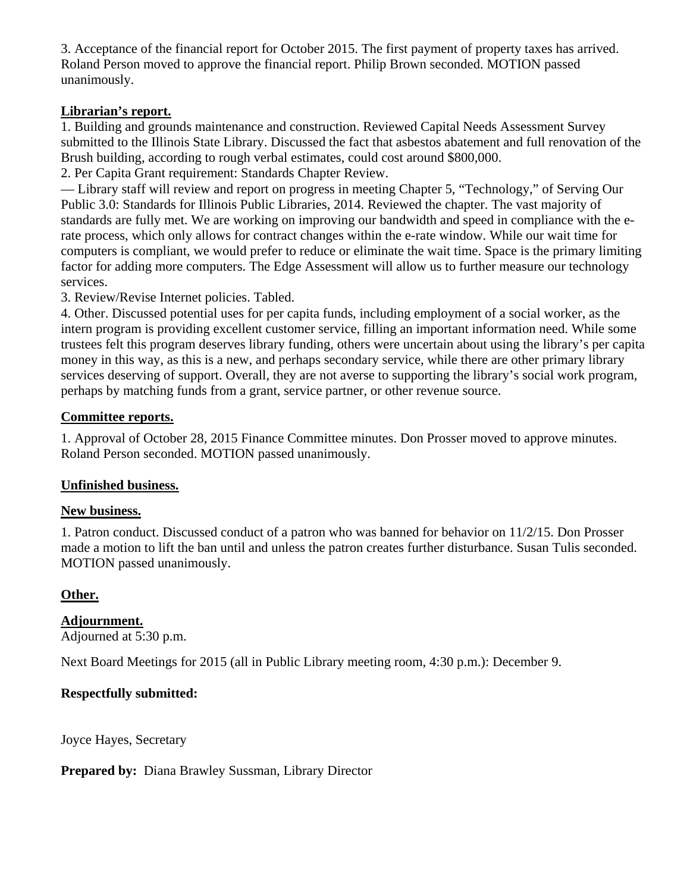3. Acceptance of the financial report for October 2015. The first payment of property taxes has arrived. Roland Person moved to approve the financial report. Philip Brown seconded. MOTION passed unanimously.

**<u>Librarian's report.</u>**

1. Building and grounds maintenance and construction. Reviewed Capital Needs Assessment Survey submitted to the Illinois State Library. Discussed the fact that asbestos abatement and full renovation of the Brush building, according to rough verbal estimates, could cost around $800,000.

2. Per Capita Grant requirement: Standards Chapter Review.

— Library staff will review and report on progress in meeting Chapter 5, "Technology," of Serving Our Public 3.0: Standards for Illinois Public Libraries, 2014. Reviewed the chapter. The vast majority of standards are fully met. We are working on improving our bandwidth and speed in compliance with the e-rate process, which only allows for contract changes within the e-rate window. While our wait time for computers is compliant, we would prefer to reduce or eliminate the wait time. Space is the primary limiting factor for adding more computers. The Edge Assessment will allow us to further measure our technology services.

3. Review/Revise Internet policies. Tabled.

4. Other. Discussed potential uses for per capita funds, including employment of a social worker, as the intern program is providing excellent customer service, filling an important information need. While some trustees felt this program deserves library funding, others were uncertain about using the library's per capita money in this way, as this is a new, and perhaps secondary service, while there are other primary library services deserving of support. Overall, they are not averse to supporting the library's social work program, perhaps by matching funds from a grant, service partner, or other revenue source.

**<u>Committee reports.</u>**

1. Approval of October 28, 2015 Finance Committee minutes. Don Prosser moved to approve minutes. Roland Person seconded. MOTION passed unanimously.

**<u>Unfinished business.</u>**

**<u>New business.</u>**

1. Patron conduct. Discussed conduct of a patron who was banned for behavior on 11/2/15. Don Prosser made a motion to lift the ban until and unless the patron creates further disturbance. Susan Tulis seconded. MOTION passed unanimously.

**<u>Other.</u>**

**<u>Adjournment.</u>**

Adjourned at 5:30 p.m.

Next Board Meetings for 2015 (all in Public Library meeting room, 4:30 p.m.): December 9.

**Respectfully submitted:**

Joyce Hayes, Secretary

**Prepared by:** Diana Brawley Sussman, Library Director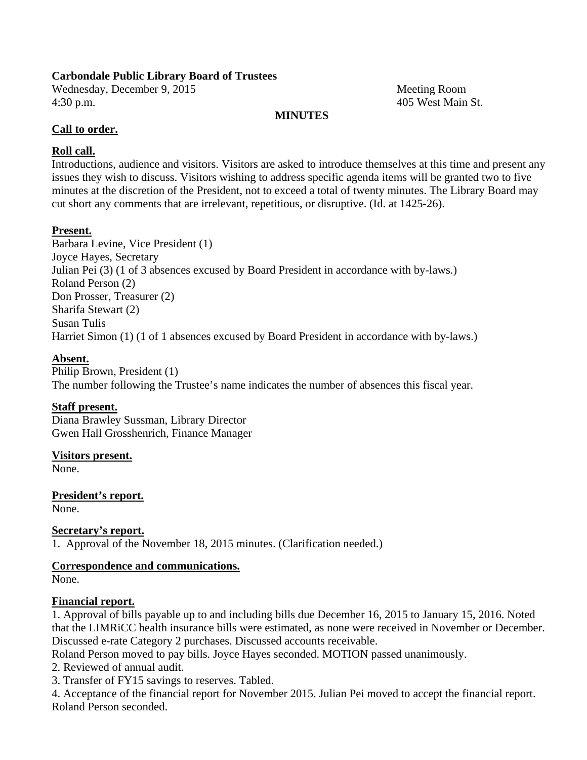**Carbondale Public Library Board of Trustees**

Wednesday, December 9, 2015
4:30 p.m.

Meeting Room
405 West Main St.

**MINUTES**

**Call to order.**

**Roll call.**

Introductions, audience and visitors. Visitors are asked to introduce themselves at this time and present any issues they wish to discuss. Visitors wishing to address specific agenda items will be granted two to five minutes at the discretion of the President, not to exceed a total of twenty minutes. The Library Board may cut short any comments that are irrelevant, repetitious, or disruptive. (Id. at 1425-26).

**Present.**

Barbara Levine, Vice President (1)
Joyce Hayes, Secretary
Julian Pei (3) (1 of 3 absences excused by Board President in accordance with by-laws.)
Roland Person (2)
Don Prosser, Treasurer (2)
Sharifa Stewart (2)
Susan Tulis
Harriet Simon (1) (1 of 1 absences excused by Board President in accordance with by-laws.)

**Absent.**

Philip Brown, President (1)
The number following the Trustee's name indicates the number of absences this fiscal year.

**Staff present.**

Diana Brawley Sussman, Library Director
Gwen Hall Grosshenrich, Finance Manager

**Visitors present.**

None.

**President's report.**

None.

**Secretary's report.**

1. Approval of the November 18, 2015 minutes. (Clarification needed.)

**Correspondence and communications.**

None.

**Financial report.**

1. Approval of bills payable up to and including bills due December 16, 2015 to January 15, 2016. Noted that the LIMRiCC health insurance bills were estimated, as none were received in November or December. Discussed e-rate Category 2 purchases. Discussed accounts receivable.
Roland Person moved to pay bills. Joyce Hayes seconded. MOTION passed unanimously.
2. Reviewed of annual audit.
3. Transfer of FY15 savings to reserves. Tabled.
4. Acceptance of the financial report for November 2015. Julian Pei moved to accept the financial report. Roland Person seconded.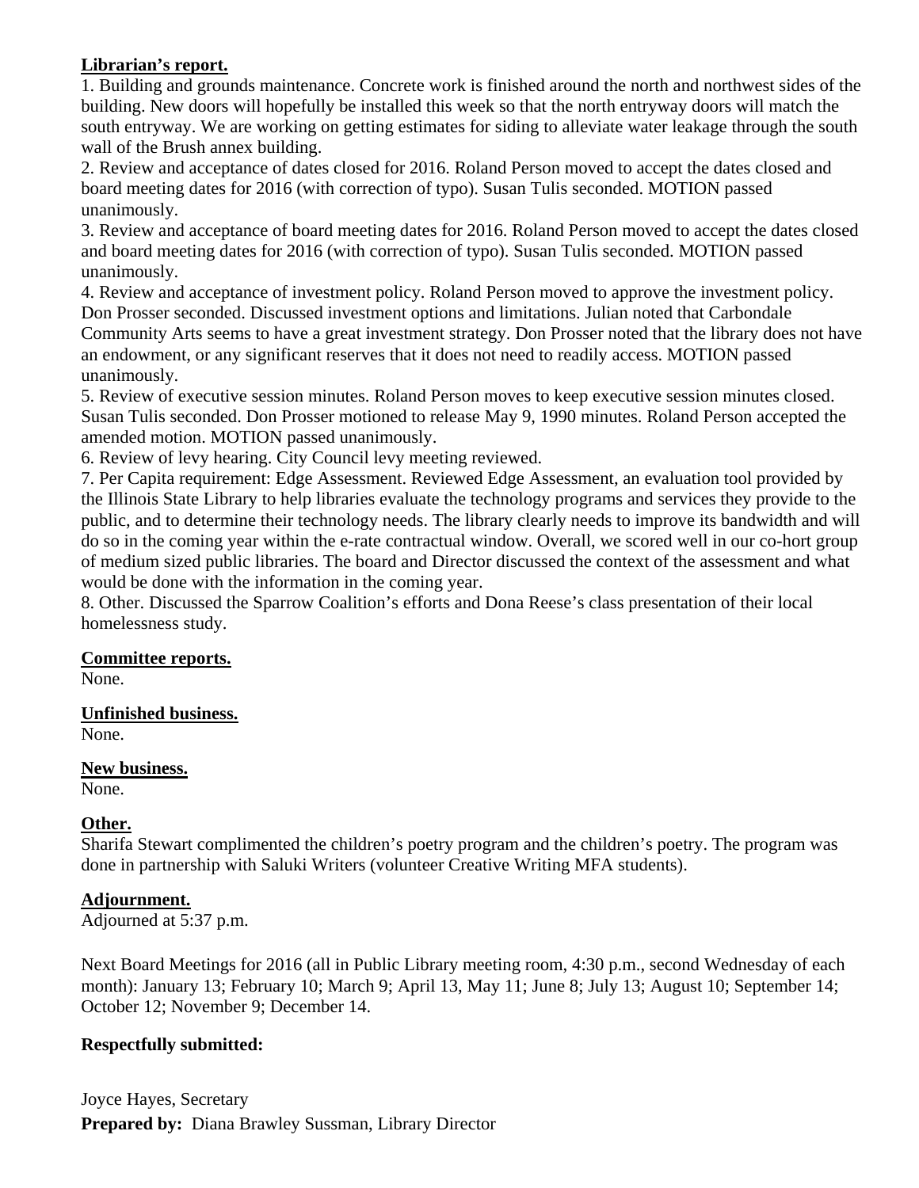**Librarian's report.**

1. Building and grounds maintenance. Concrete work is finished around the north and northwest sides of the building. New doors will hopefully be installed this week so that the north entryway doors will match the south entryway. We are working on getting estimates for siding to alleviate water leakage through the south wall of the Brush annex building.
2. Review and acceptance of dates closed for 2016. Roland Person moved to accept the dates closed and board meeting dates for 2016 (with correction of typo). Susan Tulis seconded. MOTION passed unanimously.
3. Review and acceptance of board meeting dates for 2016. Roland Person moved to accept the dates closed and board meeting dates for 2016 (with correction of typo). Susan Tulis seconded. MOTION passed unanimously.
4. Review and acceptance of investment policy. Roland Person moved to approve the investment policy. Don Prosser seconded. Discussed investment options and limitations. Julian noted that Carbondale Community Arts seems to have a great investment strategy. Don Prosser noted that the library does not have an endowment, or any significant reserves that it does not need to readily access. MOTION passed unanimously.
5. Review of executive session minutes. Roland Person moves to keep executive session minutes closed. Susan Tulis seconded. Don Prosser motioned to release May 9, 1990 minutes. Roland Person accepted the amended motion. MOTION passed unanimously.
6. Review of levy hearing. City Council levy meeting reviewed.
7. Per Capita requirement: Edge Assessment. Reviewed Edge Assessment, an evaluation tool provided by the Illinois State Library to help libraries evaluate the technology programs and services they provide to the public, and to determine their technology needs. The library clearly needs to improve its bandwidth and will do so in the coming year within the e-rate contractual window. Overall, we scored well in our co-hort group of medium sized public libraries. The board and Director discussed the context of the assessment and what would be done with the information in the coming year.
8. Other. Discussed the Sparrow Coalition's efforts and Dona Reese's class presentation of their local homelessness study.

**Committee reports.**

None.

**Unfinished business.**

None.

**New business.**

None.

**Other.**

Sharifa Stewart complimented the children's poetry program and the children's poetry. The program was done in partnership with Saluki Writers (volunteer Creative Writing MFA students).

**Adjournment.**

Adjourned at 5:37 p.m.

Next Board Meetings for 2016 (all in Public Library meeting room, 4:30 p.m., second Wednesday of each month): January 13; February 10; March 9; April 13, May 11; June 8; July 13; August 10; September 14; October 12; November 9; December 14.

**Respectfully submitted:**

Joyce Hayes, Secretary

**Prepared by:** Diana Brawley Sussman, Library Director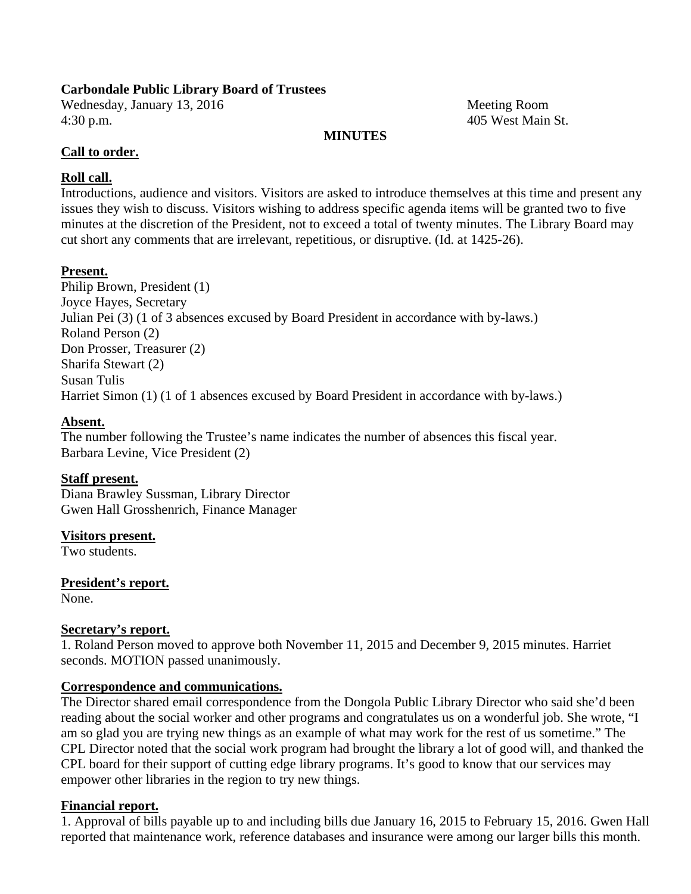**Carbondale Public Library Board of Trustees**

Wednesday, January 13, 2016
4:30 p.m.

Meeting Room
405 West Main St.

**MINUTES**

**Call to order.**

**Roll call.**

Introductions, audience and visitors. Visitors are asked to introduce themselves at this time and present any issues they wish to discuss. Visitors wishing to address specific agenda items will be granted two to five minutes at the discretion of the President, not to exceed a total of twenty minutes. The Library Board may cut short any comments that are irrelevant, repetitious, or disruptive. (Id. at 1425-26).

**Present.**

Philip Brown, President (1)
Joyce Hayes, Secretary
Julian Pei (3) (1 of 3 absences excused by Board President in accordance with by-laws.)
Roland Person (2)
Don Prosser, Treasurer (2)
Sharifa Stewart (2)
Susan Tulis
Harriet Simon (1) (1 of 1 absences excused by Board President in accordance with by-laws.)

**Absent.**

The number following the Trustee's name indicates the number of absences this fiscal year.
Barbara Levine, Vice President (2)

**Staff present.**

Diana Brawley Sussman, Library Director
Gwen Hall Grosshenrich, Finance Manager

**Visitors present.**

Two students.

**President's report.**

None.

**Secretary's report.**

1. Roland Person moved to approve both November 11, 2015 and December 9, 2015 minutes. Harriet seconds. MOTION passed unanimously.

**Correspondence and communications.**

The Director shared email correspondence from the Dongola Public Library Director who said she'd been reading about the social worker and other programs and congratulates us on a wonderful job. She wrote, "I am so glad you are trying new things as an example of what may work for the rest of us sometime." The CPL Director noted that the social work program had brought the library a lot of good will, and thanked the CPL board for their support of cutting edge library programs. It's good to know that our services may empower other libraries in the region to try new things.

**Financial report.**

1. Approval of bills payable up to and including bills due January 16, 2015 to February 15, 2016. Gwen Hall reported that maintenance work, reference databases and insurance were among our larger bills this month.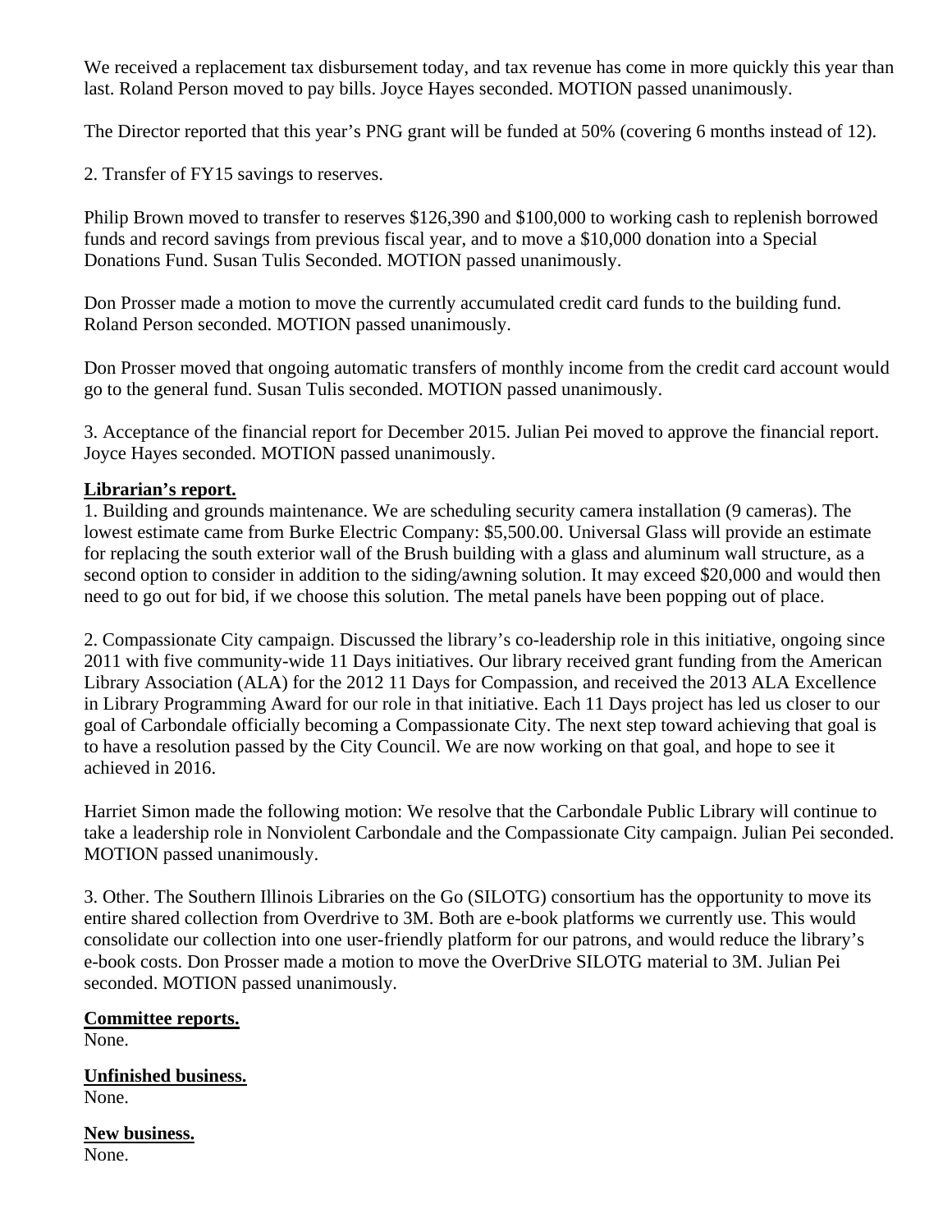We received a replacement tax disbursement today, and tax revenue has come in more quickly this year than last. Roland Person moved to pay bills. Joyce Hayes seconded. MOTION passed unanimously.

The Director reported that this year's PNG grant will be funded at 50% (covering 6 months instead of 12).

2. Transfer of FY15 savings to reserves.

Philip Brown moved to transfer to reserves $126,390 and $100,000 to working cash to replenish borrowed funds and record savings from previous fiscal year, and to move a $10,000 donation into a Special Donations Fund. Susan Tulis Seconded. MOTION passed unanimously.

Don Prosser made a motion to move the currently accumulated credit card funds to the building fund. Roland Person seconded. MOTION passed unanimously.

Don Prosser moved that ongoing automatic transfers of monthly income from the credit card account would go to the general fund. Susan Tulis seconded. MOTION passed unanimously.

3. Acceptance of the financial report for December 2015. Julian Pei moved to approve the financial report. Joyce Hayes seconded. MOTION passed unanimously.

**Librarian's report.**

1. Building and grounds maintenance. We are scheduling security camera installation (9 cameras). The lowest estimate came from Burke Electric Company: $5,500.00. Universal Glass will provide an estimate for replacing the south exterior wall of the Brush building with a glass and aluminum wall structure, as a second option to consider in addition to the siding/awning solution. It may exceed $20,000 and would then need to go out for bid, if we choose this solution. The metal panels have been popping out of place.

2. Compassionate City campaign. Discussed the library's co-leadership role in this initiative, ongoing since 2011 with five community-wide 11 Days initiatives. Our library received grant funding from the American Library Association (ALA) for the 2012 11 Days for Compassion, and received the 2013 ALA Excellence in Library Programming Award for our role in that initiative. Each 11 Days project has led us closer to our goal of Carbondale officially becoming a Compassionate City. The next step toward achieving that goal is to have a resolution passed by the City Council. We are now working on that goal, and hope to see it achieved in 2016.

Harriet Simon made the following motion: We resolve that the Carbondale Public Library will continue to take a leadership role in Nonviolent Carbondale and the Compassionate City campaign. Julian Pei seconded. MOTION passed unanimously.

3. Other. The Southern Illinois Libraries on the Go (SILOTG) consortium has the opportunity to move its entire shared collection from Overdrive to 3M. Both are e-book platforms we currently use. This would consolidate our collection into one user-friendly platform for our patrons, and would reduce the library's e-book costs. Don Prosser made a motion to move the OverDrive SILOTG material to 3M. Julian Pei seconded. MOTION passed unanimously.

**Committee reports.**
None.

**Unfinished business.**
None.

**New business.**
None.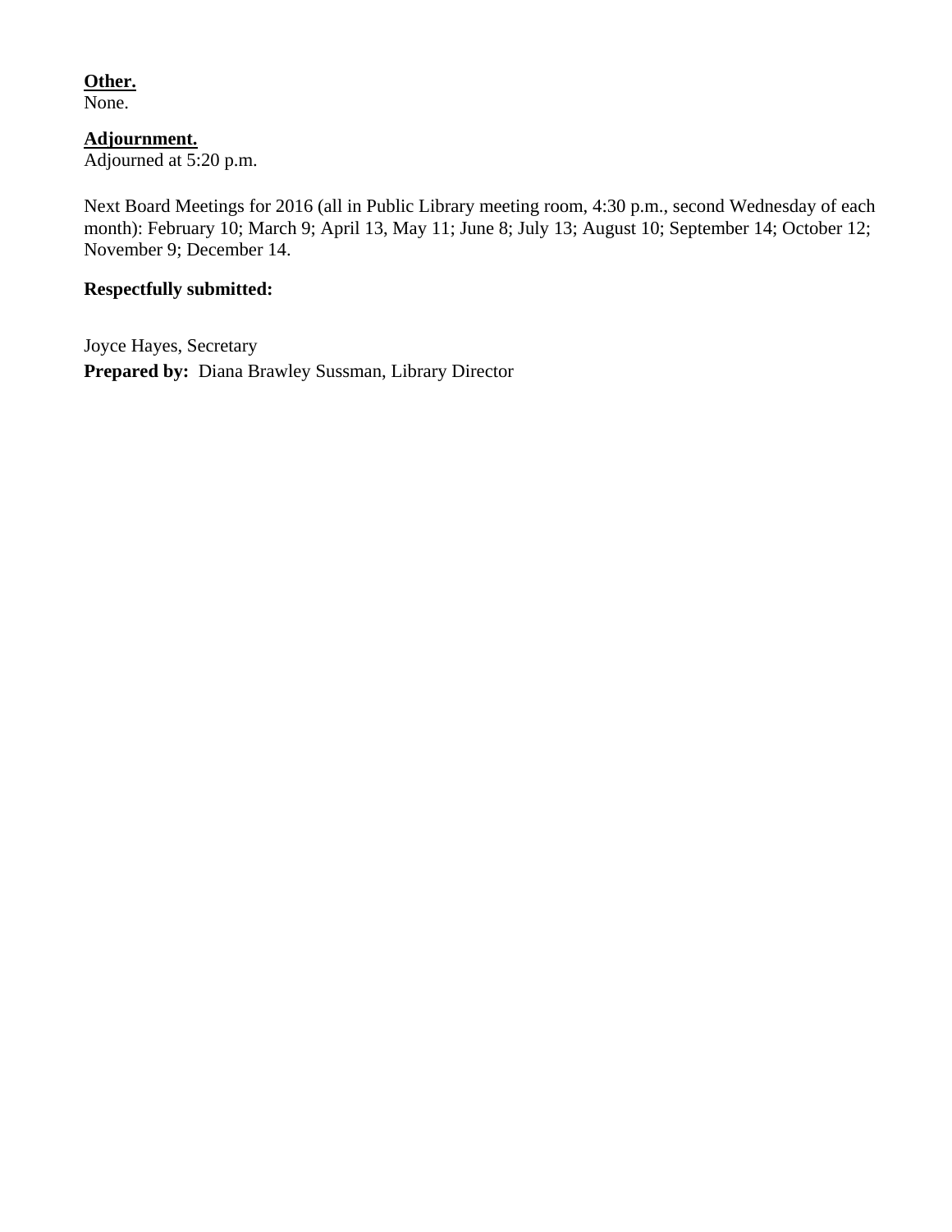**Other.**
None.

**Adjournment.**
Adjourned at 5:20 p.m.

Next Board Meetings for 2016 (all in Public Library meeting room, 4:30 p.m., second Wednesday of each month): February 10; March 9; April 13, May 11; June 8; July 13; August 10; September 14; October 12; November 9; December 14.

**Respectfully submitted:**

Joyce Hayes, Secretary
**Prepared by:** Diana Brawley Sussman, Library Director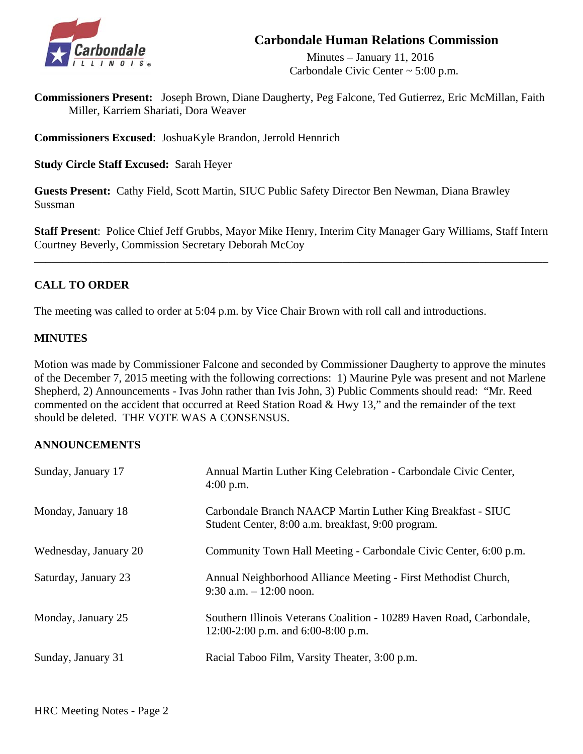# Carbondale Human Relations Commission

Minutes – January 11, 2016
Carbondale Civic Center ~ 5:00 p.m.

**Commissioners Present:** Joseph Brown, Diane Daugherty, Peg Falcone, Ted Gutierrez, Eric McMillan, Faith Miller, Karriem Shariati, Dora Weaver

**Commissioners Excused**: JoshuaKyle Brandon, Jerrold Hennrich

**Study Circle Staff Excused:** Sarah Heyer

**Guests Present:** Cathy Field, Scott Martin, SIUC Public Safety Director Ben Newman, Diana Brawley Sussman

**Staff Present**: Police Chief Jeff Grubbs, Mayor Mike Henry, Interim City Manager Gary Williams, Staff Intern Courtney Beverly, Commission Secretary Deborah McCoy

---

## CALL TO ORDER

The meeting was called to order at 5:04 p.m. by Vice Chair Brown with roll call and introductions.

## MINUTES

Motion was made by Commissioner Falcone and seconded by Commissioner Daugherty to approve the minutes of the December 7, 2015 meeting with the following corrections: 1) Maurine Pyle was present and not Marlene Shepherd, 2) Announcements - Ivas John rather than Ivis John, 3) Public Comments should read: "Mr. Reed commented on the accident that occurred at Reed Station Road & Hwy 13," and the remainder of the text should be deleted. THE VOTE WAS A CONSENSUS.

## ANNOUNCEMENTS

| | |
|---|---|
| Sunday, January 17 | Annual Martin Luther King Celebration - Carbondale Civic Center, 4:00 p.m. |
| Monday, January 18 | Carbondale Branch NAACP Martin Luther King Breakfast - SIUC Student Center, 8:00 a.m. breakfast, 9:00 program. |
| Wednesday, January 20 | Community Town Hall Meeting - Carbondale Civic Center, 6:00 p.m. |
| Saturday, January 23 | Annual Neighborhood Alliance Meeting - First Methodist Church, 9:30 a.m. – 12:00 noon. |
| Monday, January 25 | Southern Illinois Veterans Coalition - 10289 Haven Road, Carbondale, 12:00-2:00 p.m. and 6:00-8:00 p.m. |
| Sunday, January 31 | Racial Taboo Film, Varsity Theater, 3:00 p.m. |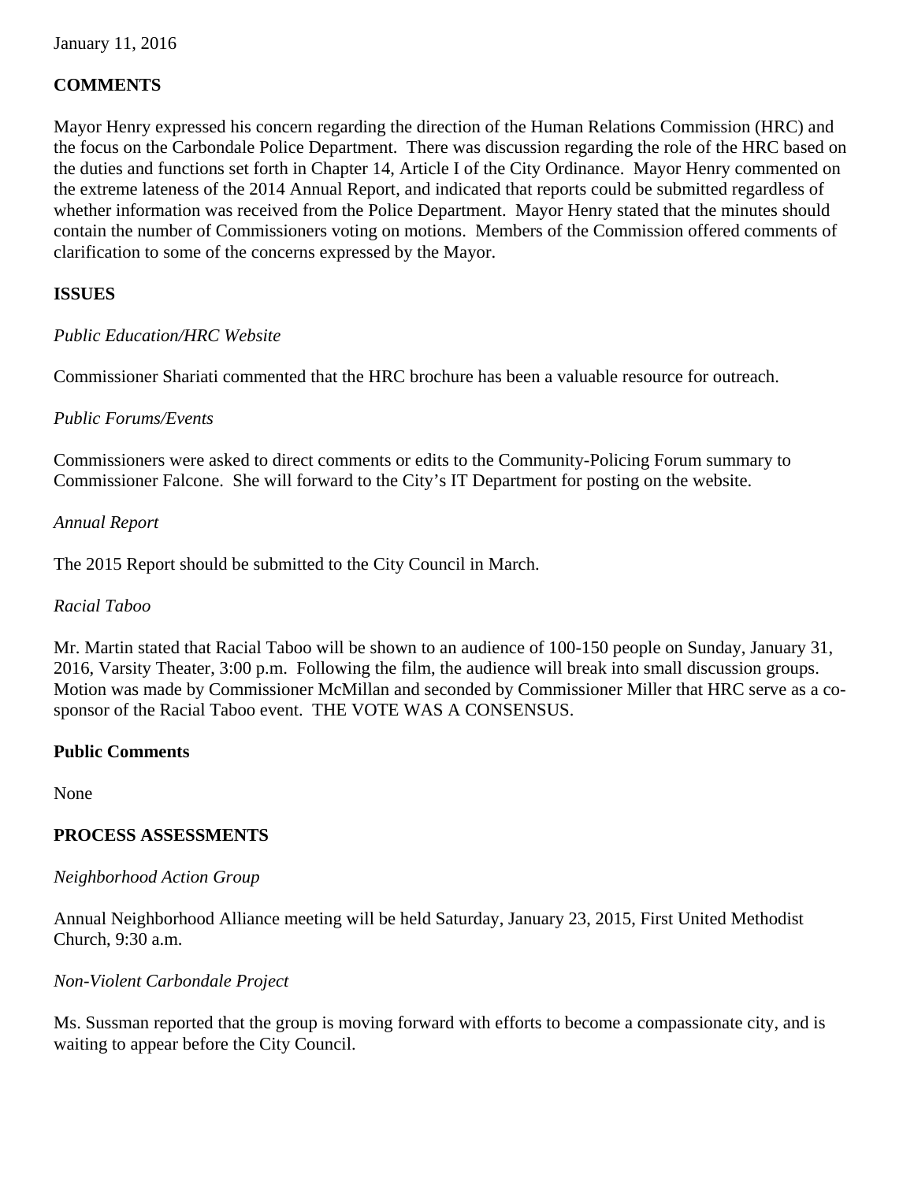January 11, 2016

**COMMENTS**

Mayor Henry expressed his concern regarding the direction of the Human Relations Commission (HRC) and the focus on the Carbondale Police Department. There was discussion regarding the role of the HRC based on the duties and functions set forth in Chapter 14, Article I of the City Ordinance. Mayor Henry commented on the extreme lateness of the 2014 Annual Report, and indicated that reports could be submitted regardless of whether information was received from the Police Department. Mayor Henry stated that the minutes should contain the number of Commissioners voting on motions. Members of the Commission offered comments of clarification to some of the concerns expressed by the Mayor.

**ISSUES**

*Public Education/HRC Website*

Commissioner Shariati commented that the HRC brochure has been a valuable resource for outreach.

*Public Forums/Events*

Commissioners were asked to direct comments or edits to the Community-Policing Forum summary to Commissioner Falcone. She will forward to the City's IT Department for posting on the website.

*Annual Report*

The 2015 Report should be submitted to the City Council in March.

*Racial Taboo*

Mr. Martin stated that Racial Taboo will be shown to an audience of 100-150 people on Sunday, January 31, 2016, Varsity Theater, 3:00 p.m. Following the film, the audience will break into small discussion groups. Motion was made by Commissioner McMillan and seconded by Commissioner Miller that HRC serve as a co-sponsor of the Racial Taboo event. THE VOTE WAS A CONSENSUS.

**Public Comments**

None

**PROCESS ASSESSMENTS**

*Neighborhood Action Group*

Annual Neighborhood Alliance meeting will be held Saturday, January 23, 2015, First United Methodist Church, 9:30 a.m.

*Non-Violent Carbondale Project*

Ms. Sussman reported that the group is moving forward with efforts to become a compassionate city, and is waiting to appear before the City Council.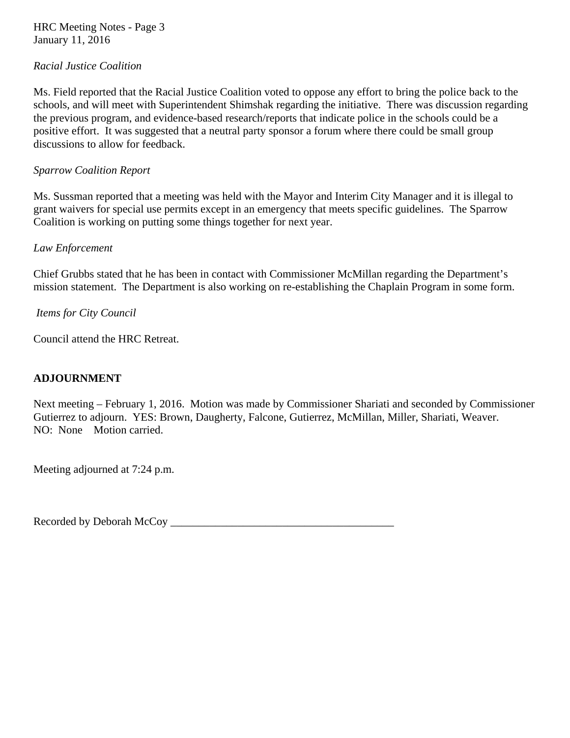*Racial Justice Coalition*

Ms. Field reported that the Racial Justice Coalition voted to oppose any effort to bring the police back to the schools, and will meet with Superintendent Shimshak regarding the initiative. There was discussion regarding the previous program, and evidence-based research/reports that indicate police in the schools could be a positive effort. It was suggested that a neutral party sponsor a forum where there could be small group discussions to allow for feedback.

*Sparrow Coalition Report*

Ms. Sussman reported that a meeting was held with the Mayor and Interim City Manager and it is illegal to grant waivers for special use permits except in an emergency that meets specific guidelines. The Sparrow Coalition is working on putting some things together for next year.

*Law Enforcement*

Chief Grubbs stated that he has been in contact with Commissioner McMillan regarding the Department's mission statement. The Department is also working on re-establishing the Chaplain Program in some form.

*Items for City Council*

Council attend the HRC Retreat.

**ADJOURNMENT**

Next meeting – February 1, 2016. Motion was made by Commissioner Shariati and seconded by Commissioner Gutierrez to adjourn. YES: Brown, Daugherty, Falcone, Gutierrez, McMillan, Miller, Shariati, Weaver. NO: None Motion carried.

Meeting adjourned at 7:24 p.m.

Recorded by Deborah McCoy ________________________________________